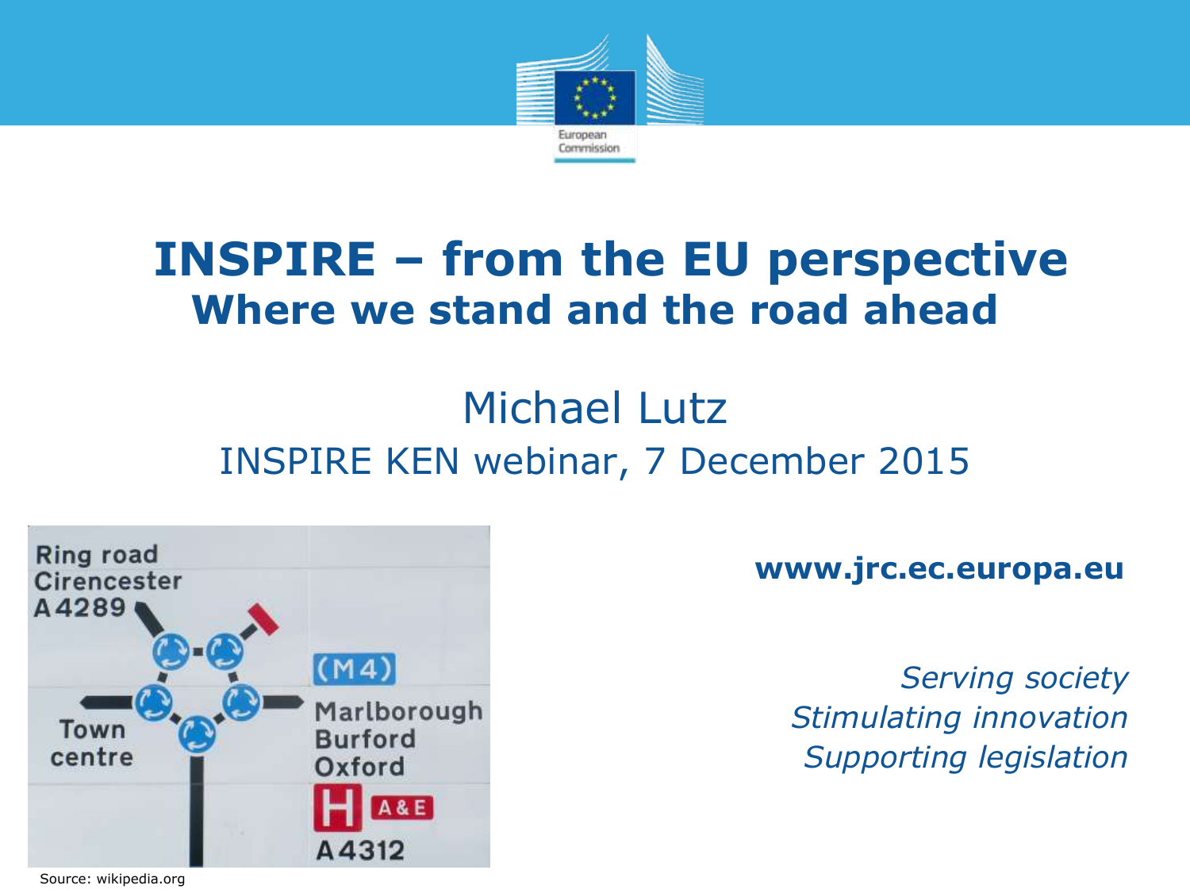# INSPIRE – from the EU perspective
## Where we stand and the road ahead

Michael Lutz

INSPIRE KEN webinar, 7 December 2015

**www.jrc.ec.europa.eu**

*Serving society*
*Stimulating innovation*
*Supporting legislation*

Source: wikipedia.org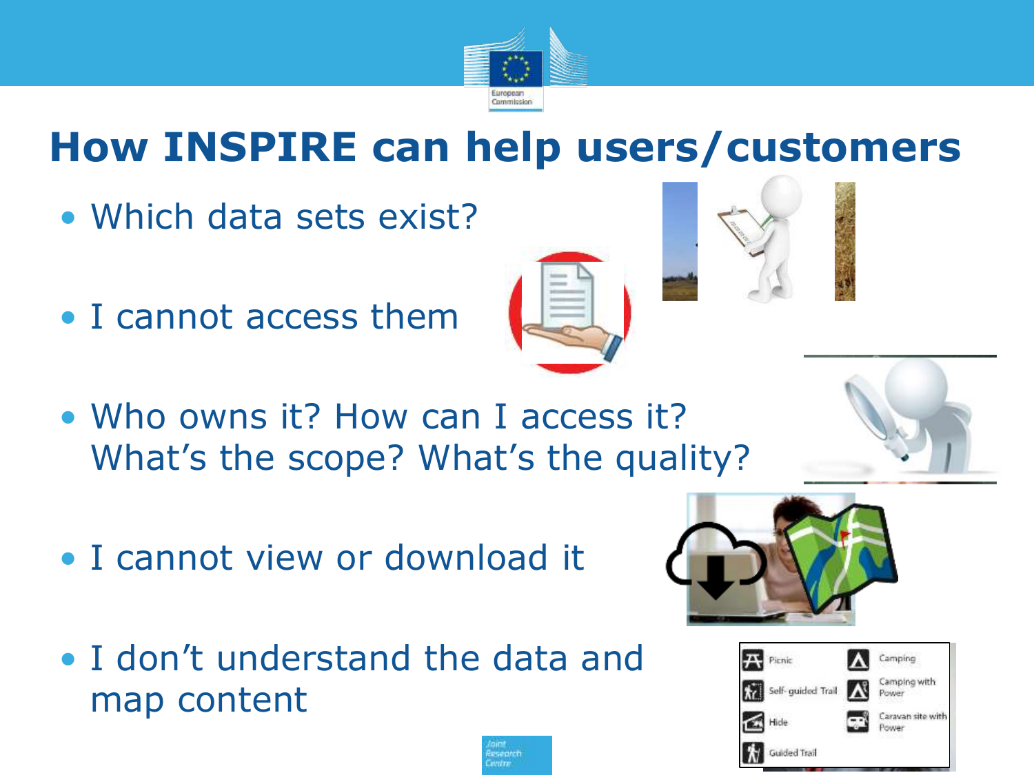# How INSPIRE can help users/customers

- Which data sets exist?
- I cannot access them
- Who owns it? How can I access it? What's the scope? What's the quality?
- I cannot view or download it
- I don't understand the data and map content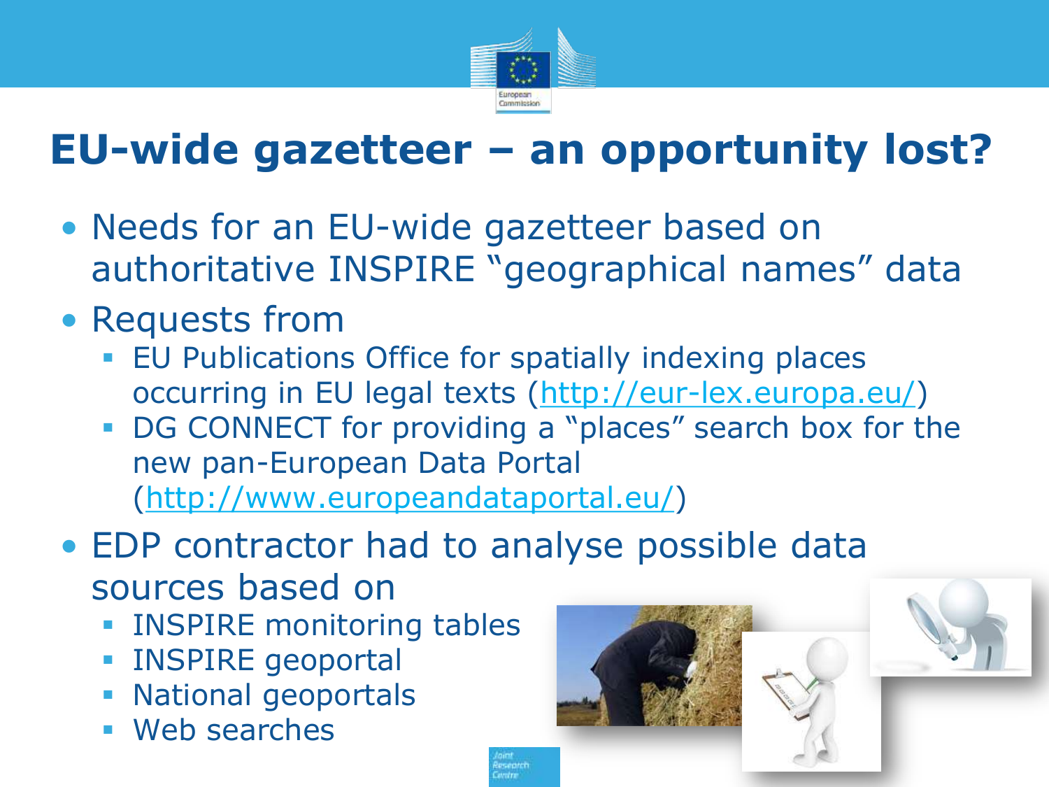# EU-wide gazetteer – an opportunity lost?

- Needs for an EU-wide gazetteer based on authoritative INSPIRE "geographical names" data
- Requests from
  - EU Publications Office for spatially indexing places occurring in EU legal texts (http://eur-lex.europa.eu/)
  - DG CONNECT for providing a "places" search box for the new pan-European Data Portal (http://www.europeandataportal.eu/)
- EDP contractor had to analyse possible data sources based on
  - INSPIRE monitoring tables
  - INSPIRE geoportal
  - National geoportals
  - Web searches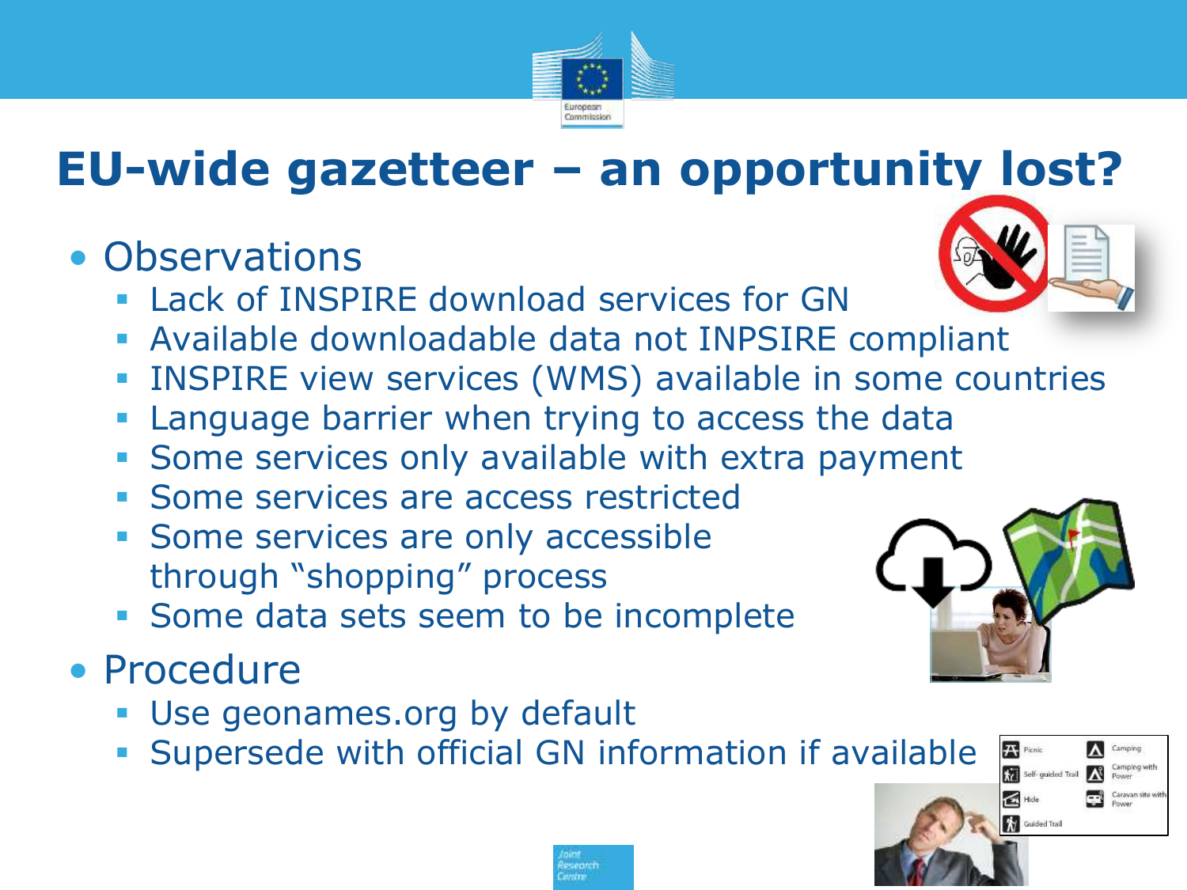# EU-wide gazetteer – an opportunity lost?

- Observations
  - Lack of INSPIRE download services for GN
  - Available downloadable data not INPSIRE compliant
  - INSPIRE view services (WMS) available in some countries
  - Language barrier when trying to access the data
  - Some services only available with extra payment
  - Some services are access restricted
  - Some services are only accessible through "shopping" process
  - Some data sets seem to be incomplete
- Procedure
  - Use geonames.org by default
  - Supersede with official GN information if available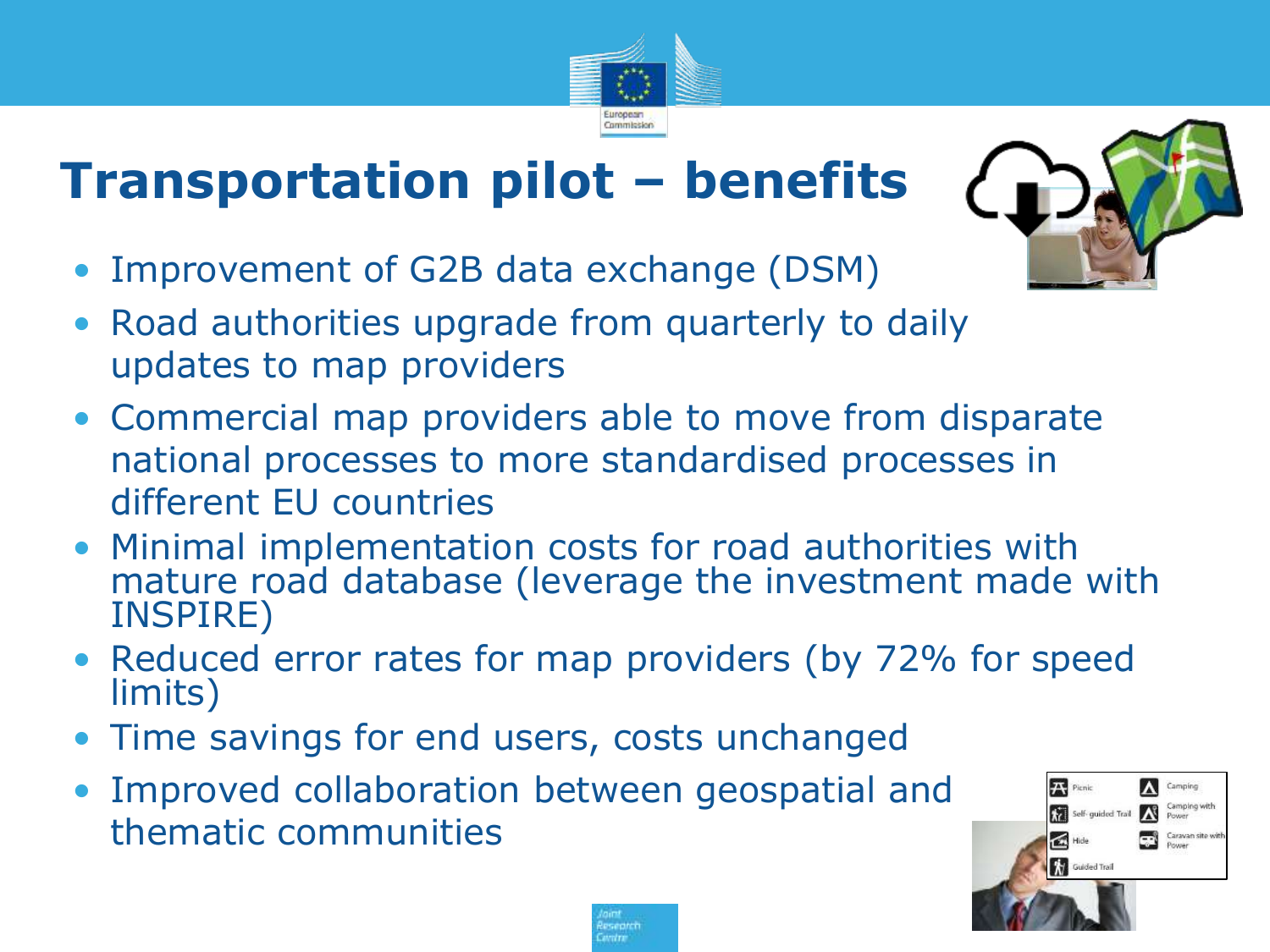# Transportation pilot – benefits

- Improvement of G2B data exchange (DSM)
- Road authorities upgrade from quarterly to daily updates to map providers
- Commercial map providers able to move from disparate national processes to more standardised processes in different EU countries
- Minimal implementation costs for road authorities with mature road database (leverage the investment made with INSPIRE)
- Reduced error rates for map providers (by 72% for speed limits)
- Time savings for end users, costs unchanged
- Improved collaboration between geospatial and thematic communities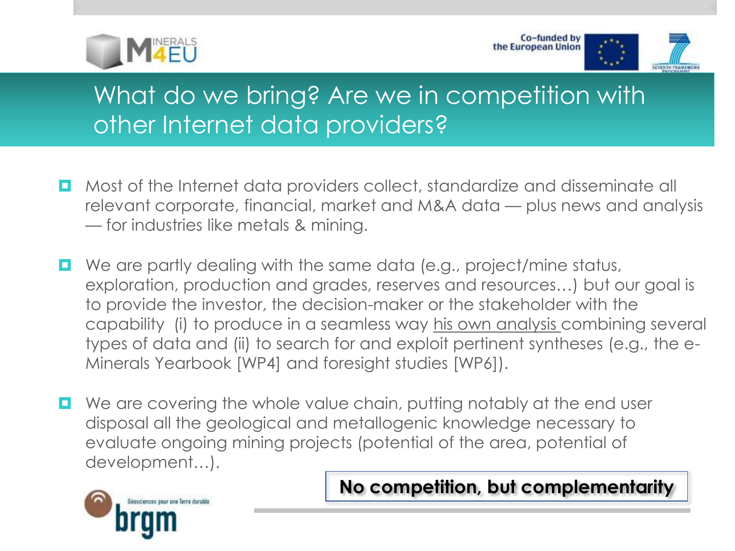# What do we bring? Are we in competition with other Internet data providers?

- Most of the Internet data providers collect, standardize and disseminate all relevant corporate, financial, market and M&A data — plus news and analysis — for industries like metals & mining.

- We are partly dealing with the same data (e.g., project/mine status, exploration, production and grades, reserves and resources…) but our goal is to provide the investor, the decision-maker or the stakeholder with the capability (i) to produce in a seamless way his own analysis combining several types of data and (ii) to search for and exploit pertinent syntheses (e.g., the e-Minerals Yearbook [WP4] and foresight studies [WP6]).

- We are covering the whole value chain, putting notably at the end user disposal all the geological and metallogenic knowledge necessary to evaluate ongoing mining projects (potential of the area, potential of development…).

**No competition, but complementarity**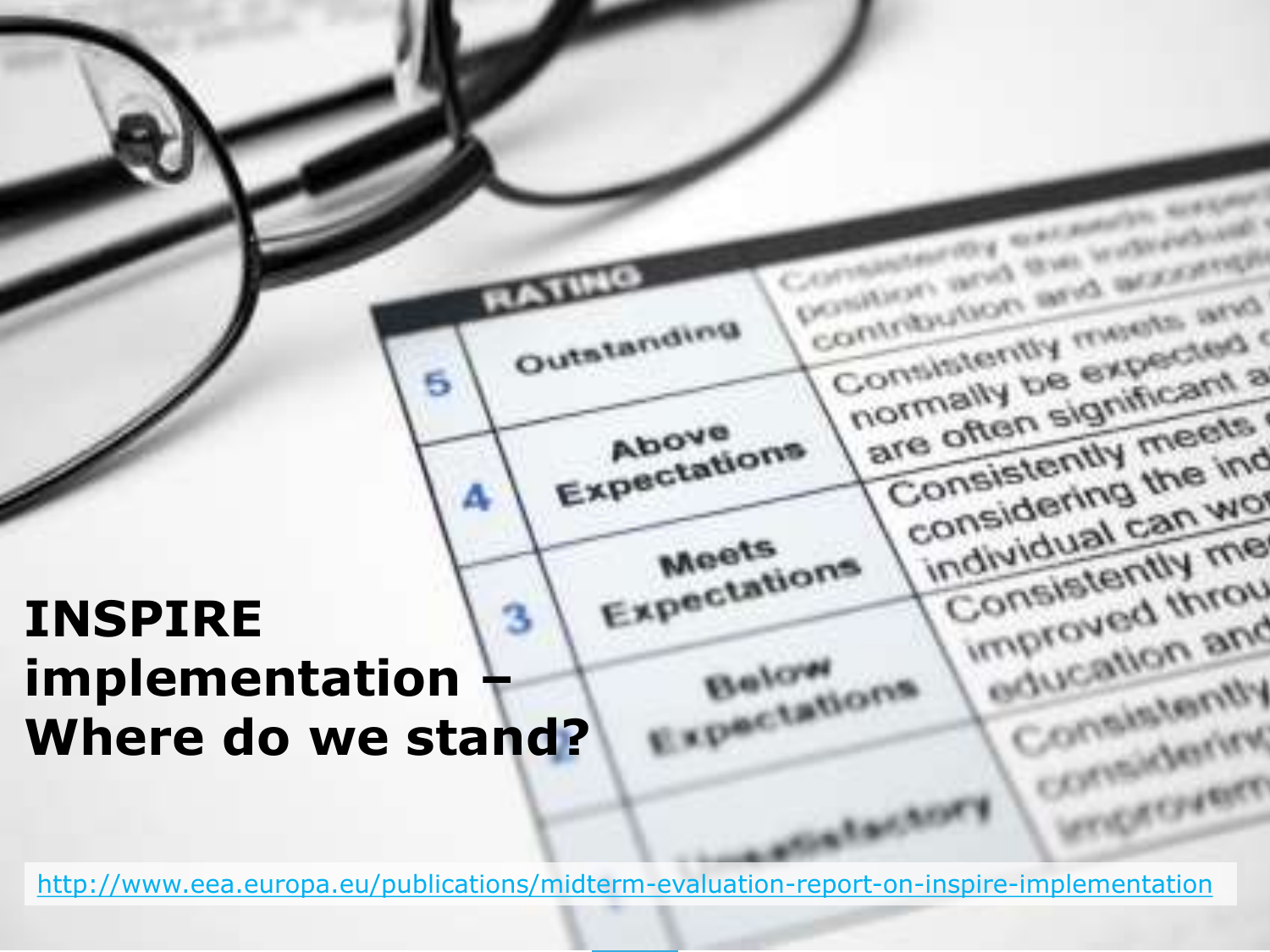# INSPIRE implementation – Where do we stand?

http://www.eea.europa.eu/publications/midterm-evaluation-report-on-inspire-implementation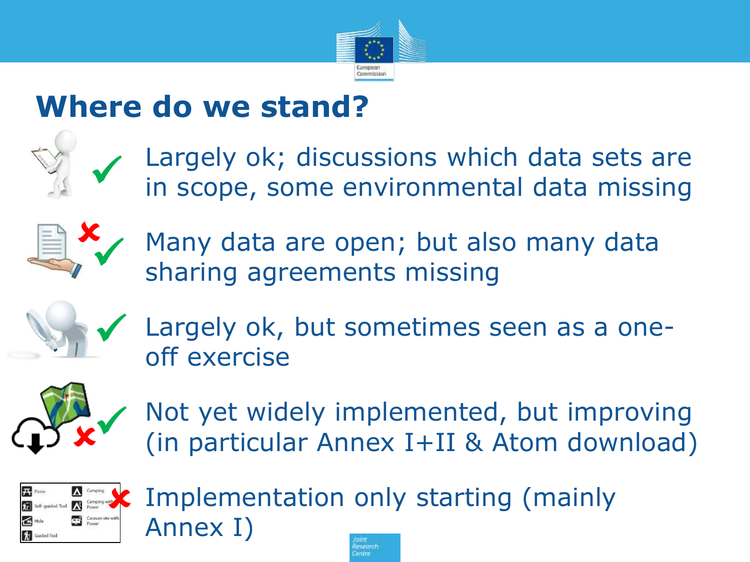# Where do we stand?

- Largely ok; discussions which data sets are in scope, some environmental data missing
- Many data are open; but also many data sharing agreements missing
- Largely ok, but sometimes seen as a one-off exercise
- Not yet widely implemented, but improving (in particular Annex I+II & Atom download)
- Implementation only starting (mainly Annex I)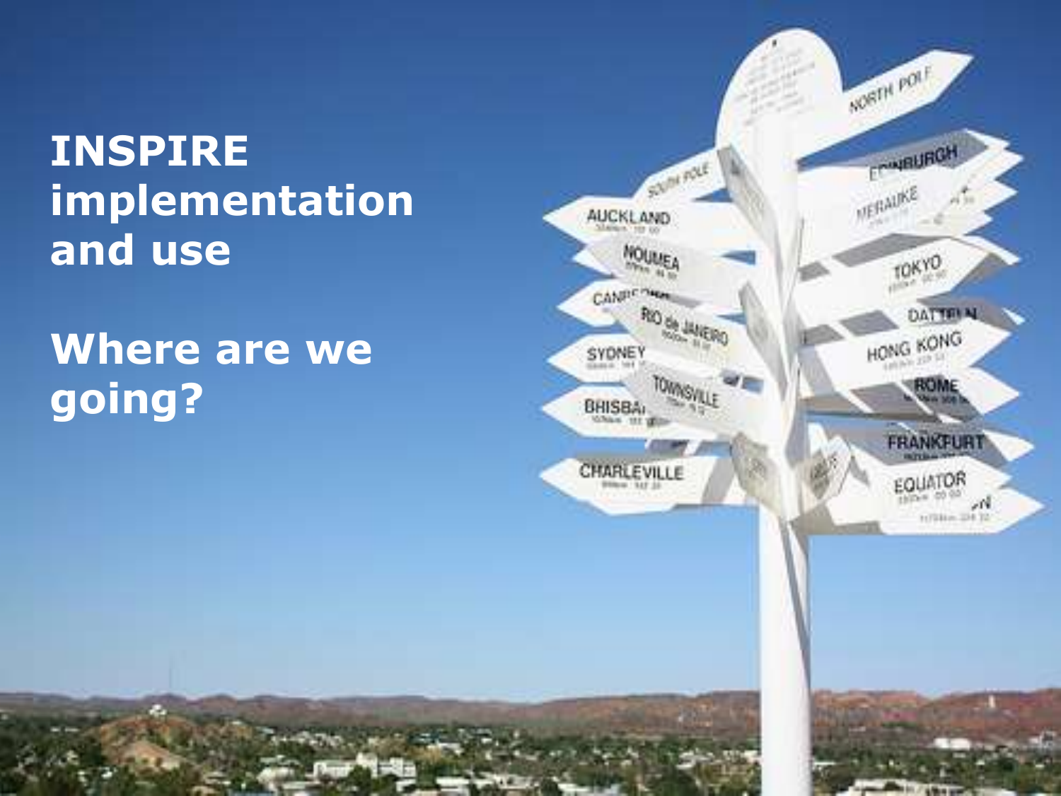# INSPIRE implementation and use

# Where are we going?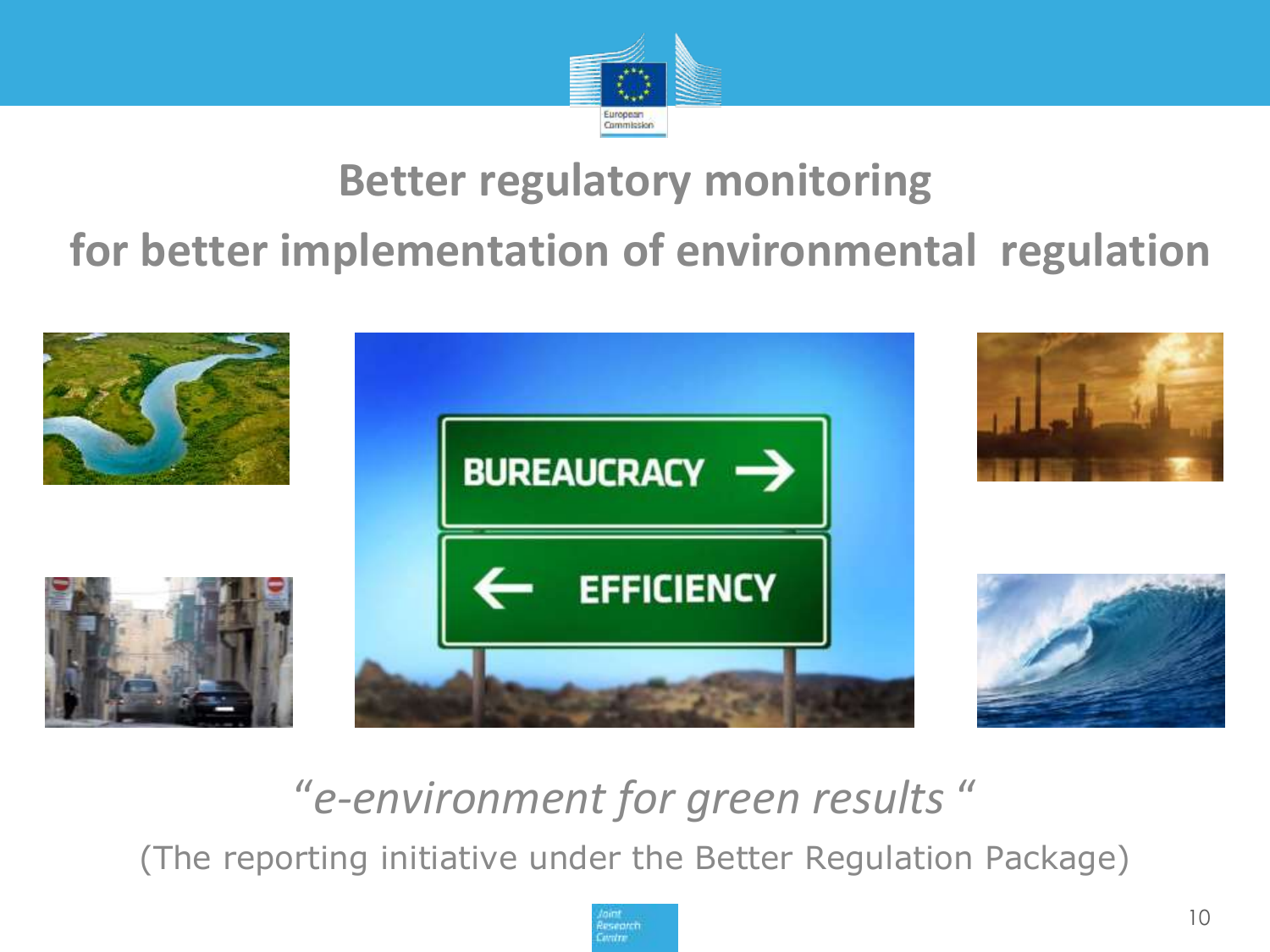# Better regulatory monitoring

## for better implementation of environmental regulation

*"e-environment for green results "*

(The reporting initiative under the Better Regulation Package)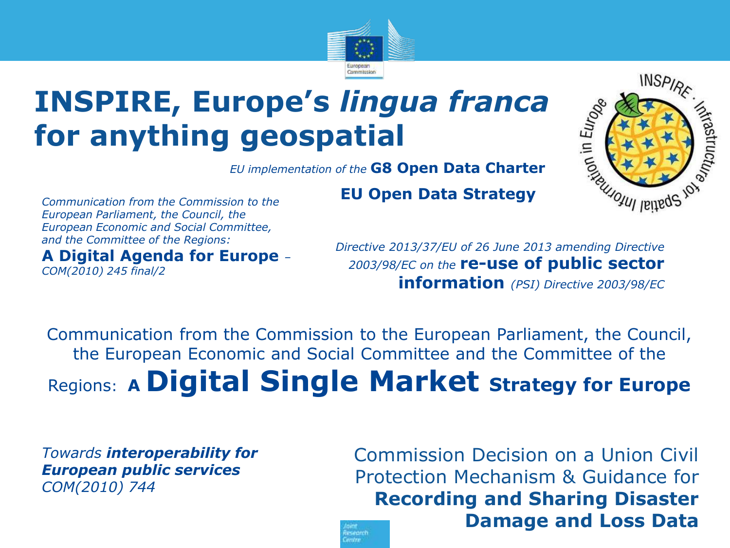# INSPIRE, Europe's *lingua franca* for anything geospatial

*EU implementation of the* **G8 Open Data Charter**

**EU Open Data Strategy**

*Communication from the Commission to the European Parliament, the Council, the European Economic and Social Committee, and the Committee of the Regions:*
**A Digital Agenda for Europe** – *COM(2010) 245 final/2*

*Directive 2013/37/EU of 26 June 2013 amending Directive 2003/98/EC on the* **re-use of public sector information** *(PSI) Directive 2003/98/EC*

Communication from the Commission to the European Parliament, the Council, the European Economic and Social Committee and the Committee of the Regions: **A Digital Single Market Strategy for Europe**

*Towards* ***interoperability for European public services*** *COM(2010) 744*

Commission Decision on a Union Civil Protection Mechanism & Guidance for **Recording and Sharing Disaster Damage and Loss Data**